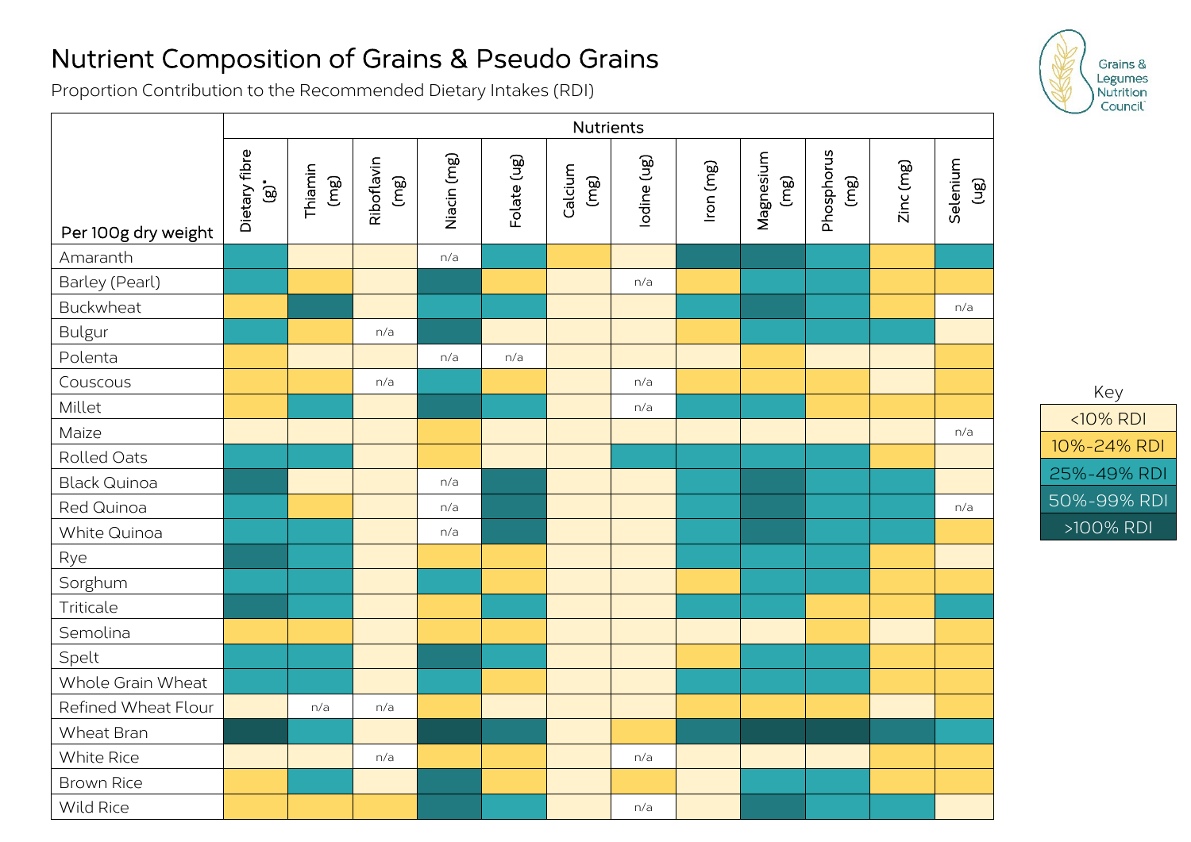# Nutrient Composition of Grains & Pseudo Grains

Proportion Contribution to the Recommended Dietary Intakes (RDI)

Grains & Legumes Nutrition Council

| Per 100g dry weight | Nutrients | | | | | | | | | | | |
|---|---|---|---|---|---|---|---|---|---|---|---|---|
| | Dietary fibre (g)* | Thiamin (mg) | Riboflavin (mg) | Niacin (mg) | Folate (ug) | Calcium (mg) | Iodine (ug) | Iron (mg) | Magnesium (mg) | Phosphorus (mg) | Zinc (mg) | Selenium (ug) |
| Amaranth | 25%-49% | <10% | <10% | n/a | 25%-49% | 10%-24% | <10% | 50%-99% | 50%-99% | 25%-49% | 10%-24% | 25%-49% |
| Barley (Pearl) | 25%-49% | 10%-24% | <10% | 50%-99% | 10%-24% | <10% | n/a | 10%-24% | 25%-49% | 25%-49% | 10%-24% | 10%-24% |
| Buckwheat | 10%-24% | 50%-99% | <10% | 25%-49% | 25%-49% | <10% | <10% | 25%-49% | 50%-99% | 25%-49% | 10%-24% | n/a |
| Bulgur | 25%-49% | 10%-24% | n/a | 50%-99% | <10% | <10% | <10% | 10%-24% | 25%-49% | 25%-49% | 25%-49% | <10% |
| Polenta | 10%-24% | <10% | <10% | n/a | n/a | <10% | <10% | <10% | 10%-24% | <10% | <10% | 10%-24% |
| Couscous | 10%-24% | 10%-24% | n/a | 25%-49% | 10%-24% | <10% | n/a | 10%-24% | 10%-24% | 10%-24% | <10% | 10%-24% |
| Millet | 10%-24% | 25%-49% | <10% | 50%-99% | 25%-49% | <10% | n/a | 25%-49% | 25%-49% | 10%-24% | 10%-24% | 10%-24% |
| Maize | <10% | <10% | <10% | 10%-24% | <10% | <10% | <10% | <10% | <10% | <10% | <10% | n/a |
| Rolled Oats | 25%-49% | 25%-49% | <10% | 10%-24% | <10% | <10% | 25%-49% | 25%-49% | 25%-49% | 25%-49% | 10%-24% | <10% |
| Black Quinoa | 50%-99% | <10% | <10% | n/a | 50%-99% | <10% | <10% | 25%-49% | 50%-99% | 25%-49% | 25%-49% | <10% |
| Red Quinoa | 25%-49% | 10%-24% | <10% | n/a | 50%-99% | <10% | <10% | 25%-49% | 50%-99% | 25%-49% | 25%-49% | n/a |
| White Quinoa | 25%-49% | 25%-49% | <10% | n/a | 50%-99% | <10% | <10% | 25%-49% | 50%-99% | 25%-49% | 25%-49% | 10%-24% |
| Rye | 50%-99% | 25%-49% | <10% | 10%-24% | 10%-24% | <10% | <10% | 25%-49% | 25%-49% | 25%-49% | 10%-24% | <10% |
| Sorghum | 25%-49% | 25%-49% | <10% | 25%-49% | 10%-24% | <10% | <10% | 10%-24% | 25%-49% | 25%-49% | 10%-24% | 10%-24% |
| Triticale | 50%-99% | 25%-49% | <10% | 10%-24% | 25%-49% | <10% | <10% | 25%-49% | 25%-49% | 10%-24% | 10%-24% | 25%-49% |
| Semolina | 10%-24% | 10%-24% | <10% | 10%-24% | 10%-24% | <10% | <10% | <10% | <10% | 10%-24% | <10% | 10%-24% |
| Spelt | 25%-49% | 25%-49% | <10% | 50%-99% | 25%-49% | <10% | <10% | 10%-24% | 25%-49% | 25%-49% | 10%-24% | 10%-24% |
| Whole Grain Wheat | 25%-49% | 25%-49% | <10% | 25%-49% | 10%-24% | <10% | <10% | 25%-49% | 25%-49% | 25%-49% | 10%-24% | 10%-24% |
| Refined Wheat Flour | <10% | n/a | n/a | 10%-24% | <10% | <10% | <10% | 10%-24% | 10%-24% | 10%-24% | <10% | 10%-24% |
| Wheat Bran | >100% | 25%-49% | <10% | >100% | 50%-99% | <10% | 10%-24% | 50%-99% | >100% | >100% | 50%-99% | 25%-49% |
| White Rice | <10% | <10% | n/a | 10%-24% | 10%-24% | <10% | n/a | <10% | <10% | <10% | 10%-24% | 10%-24% |
| Brown Rice | 10%-24% | 25%-49% | <10% | 50%-99% | 10%-24% | <10% | 10%-24% | <10% | 25%-49% | 25%-49% | 10%-24% | 10%-24% |
| Wild Rice | 10%-24% | 10%-24% | 10%-24% | 50%-99% | 25%-49% | <10% | n/a | <10% | 50%-99% | 25%-49% | 25%-49% | <10% |

**Key**

- <10% RDI
- 10%-24% RDI
- 25%-49% RDI
- 50%-99% RDI
- >100% RDI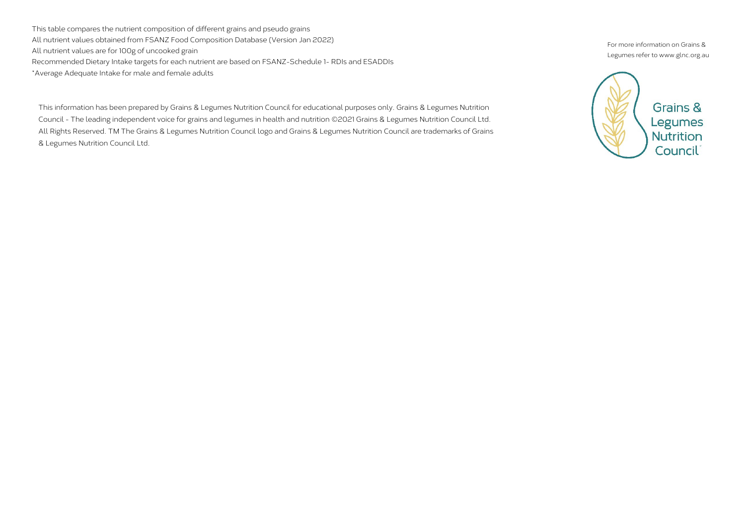This table compares the nutrient composition of different grains and pseudo grains
All nutrient values obtained from FSANZ Food Composition Database (Version Jan 2022)
All nutrient values are for 100g of uncooked grain
Recommended Dietary Intake targets for each nutrient are based on FSANZ-Schedule 1- RDIs and ESADDIs
*Average Adequate Intake for male and female adults

This information has been prepared by Grains & Legumes Nutrition Council for educational purposes only. Grains & Legumes Nutrition Council - The leading independent voice for grains and legumes in health and nutrition ©2021 Grains & Legumes Nutrition Council Ltd. All Rights Reserved. TM The Grains & Legumes Nutrition Council logo and Grains & Legumes Nutrition Council are trademarks of Grains & Legumes Nutrition Council Ltd.

For more information on Grains & Legumes refer to www.glnc.org.au

Grains & Legumes Nutrition Council®